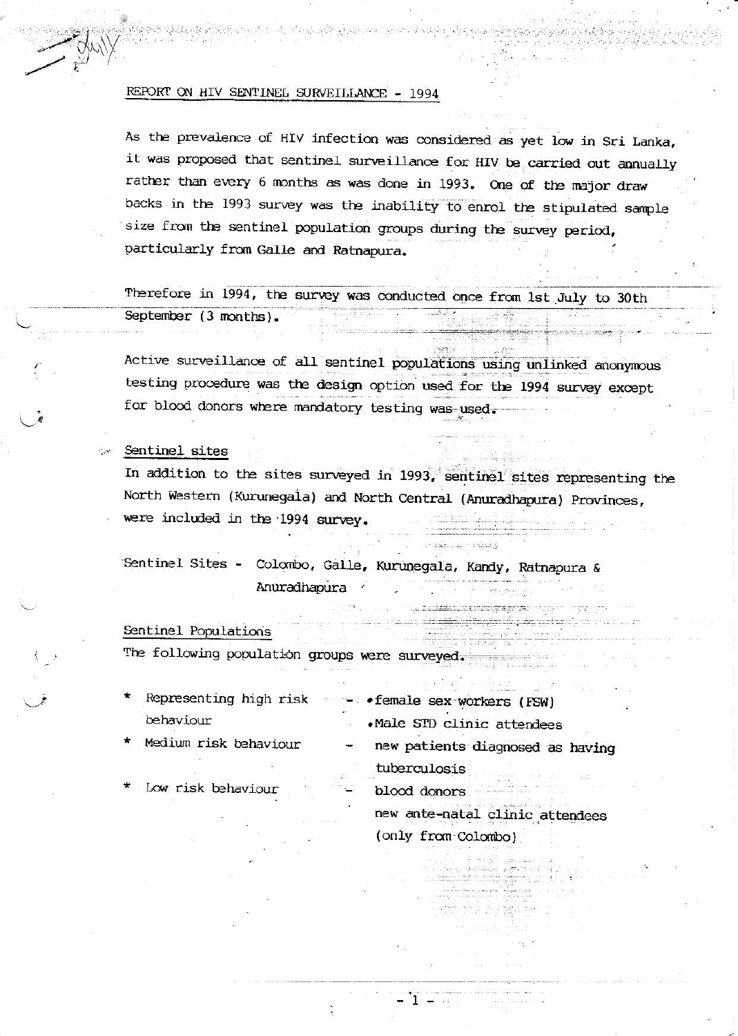# REPORT ON HIV SENTINEL SURVEILLANCE - 1994

As the prevalence of HIV infection was considered as yet low in Sri Lanka, it was proposed that sentinel surveillance for HIV be carried out annually rather than every 6 months as was done in 1993. One of the major draw backs in the 1993 survey was the inability to enrol the stipulated sample size from the sentinel population groups during the survey period, particularly from Galle and Ratnapura.

Therefore in 1994, the survey was conducted once from 1st July to 30th September (3 months).

Active surveillance of all sentinel populations using unlinked anonymous testing procedure was the design option used for the 1994 survey except for blood donors where mandatory testing was used.

## Sentinel sites

In addition to the sites surveyed in 1993, sentinel sites representing the North Western (Kurunegala) and North Central (Anuradhapura) Provinces, were included in the 1994 survey.

Sentinel Sites - Colombo, Galle, Kurunegala, Kandy, Ratnapura & Anuradhapura

## Sentinel Populations

The following population groups were surveyed.

* Representing high risk behaviour -
  - female sex workers (FSW)
  - Male STD clinic attendees
* Medium risk behaviour - new patients diagnosed as having tuberculosis
* Low risk behaviour -
  - blood donors
  - new ante-natal clinic attendees (only from Colombo)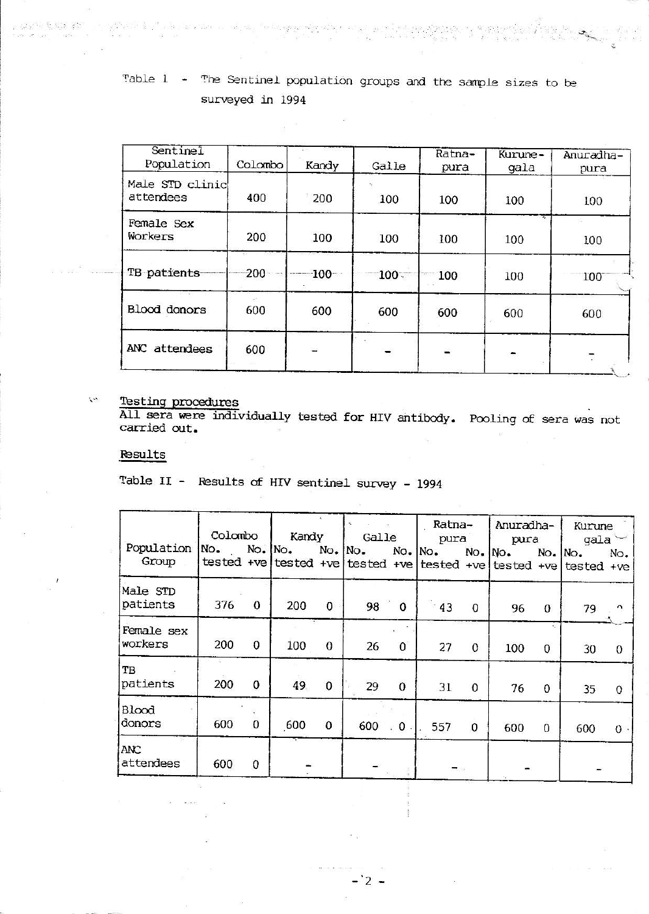Table I - The Sentinel population groups and the sample sizes to be surveyed in 1994

| Sentinel Population | Colombo | Kandy | Galle | Ratnapura | Kurunegala | Anuradhapura |
|---|---|---|---|---|---|---|
| Male STD clinic attendees | 400 | 200 | 100 | 100 | 100 | 100 |
| Female Sex Workers | 200 | 100 | 100 | 100 | 100 | 100 |
| TB patients | 200 | 100 | 100 | 100 | 100 | 100 |
| Blood donors | 600 | 600 | 600 | 600 | 600 | 600 |
| ANC attendees | 600 | - | - | - | - | - |

## Testing procedures

All sera were individually tested for HIV antibody. Pooling of sera was not carried out.

## Results

Table II - Results of HIV sentinel survey - 1994

| Population Group | Colombo | | Kandy | | Galle | | Ratnapura | | Anuradhapura | | Kurunegala | |
|---|---|---|---|---|---|---|---|---|---|---|---|---|
| | No. tested | No. +ve | No. tested | No. +ve | No. tested | No. +ve | No. tested | No. +ve | No. tested | No. +ve | No. tested | No. +ve |
| Male STD patients | 376 | 0 | 200 | 0 | 98 | 0 | 43 | 0 | 96 | 0 | 79 | 0 |
| Female sex workers | 200 | 0 | 100 | 0 | 26 | 0 | 27 | 0 | 100 | 0 | 30 | 0 |
| TB patients | 200 | 0 | 49 | 0 | 29 | 0 | 31 | 0 | 76 | 0 | 35 | 0 |
| Blood donors | 600 | 0 | 600 | 0 | 600 | 0 | 557 | 0 | 600 | 0 | 600 | 0 |
| ANC attendees | 600 | 0 | - | | - | | - | | - | | - | |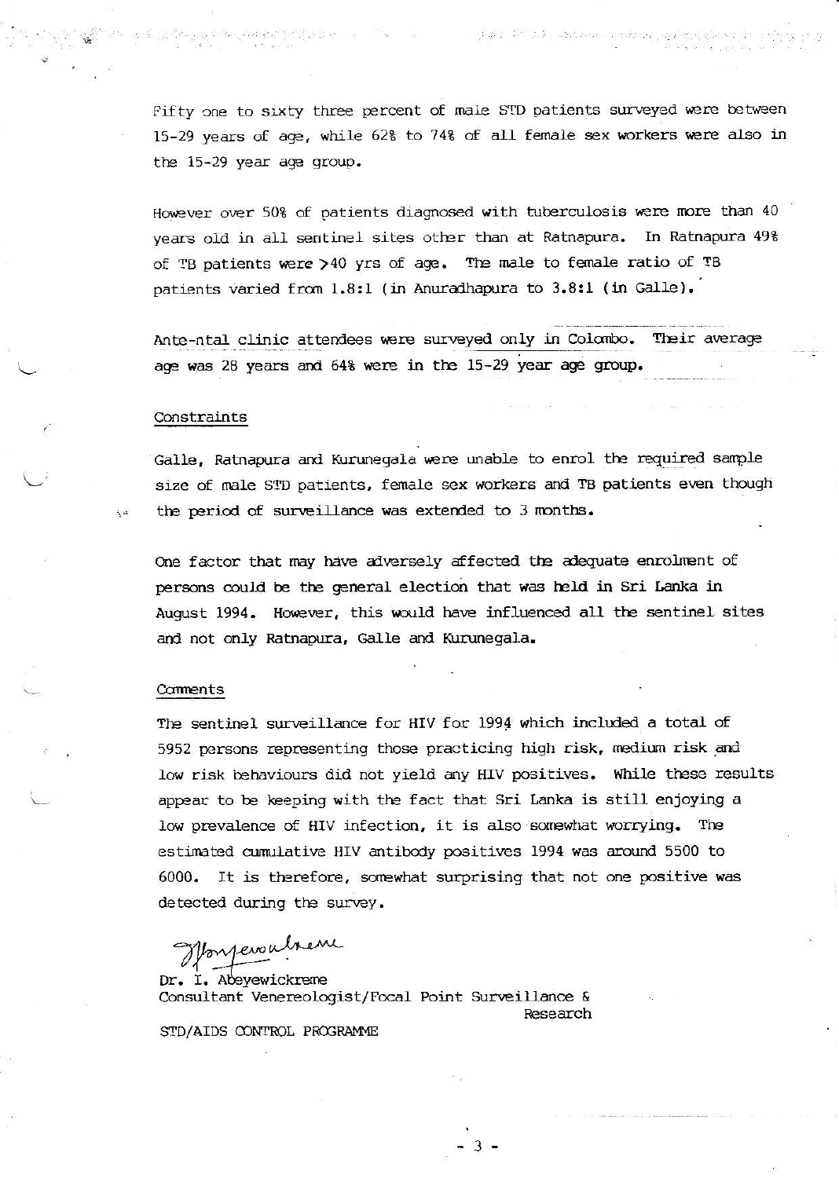Fifty one to sixty three percent of male STD patients surveyed were between 15-29 years of age, while 62% to 74% of all female sex workers were also in the 15-29 year age group.

However over 50% of patients diagnosed with tuberculosis were more than 40 years old in all sentinel sites other than at Ratnapura. In Ratnapura 49% of TB patients were >40 yrs of age. The male to female ratio of TB patients varied from 1.8:1 (in Anuradhapura to 3.8:1 (in Galle).

Ante-ntal clinic attendees were surveyed only in Colombo. Their average age was 28 years and 64% were in the 15-29 year age group.

## Constraints

Galle, Ratnapura and Kurunegala were unable to enrol the required sample size of male STD patients, female sex workers and TB patients even though the period of surveillance was extended to 3 months.

One factor that may have adversely affected the adequate enrolment of persons could be the general election that was held in Sri Lanka in August 1994. However, this would have influenced all the sentinel sites and not only Ratnapura, Galle and Kurunegala.

## Comments

The sentinel surveillance for HIV for 1994 which included a total of 5952 persons representing those practicing high risk, medium risk and low risk behaviours did not yield any HIV positives. While these results appear to be keeping with the fact that Sri Lanka is still enjoying a low prevalence of HIV infection, it is also somewhat worrying. The estimated cumulative HIV antibody positives 1994 was around 5500 to 6000. It is therefore, somewhat surprising that not one positive was detected during the survey.

Dr. I. Abeyewickreme
Consultant Venereologist/Focal Point Surveillance & Research

STD/AIDS CONTROL PROGRAMME